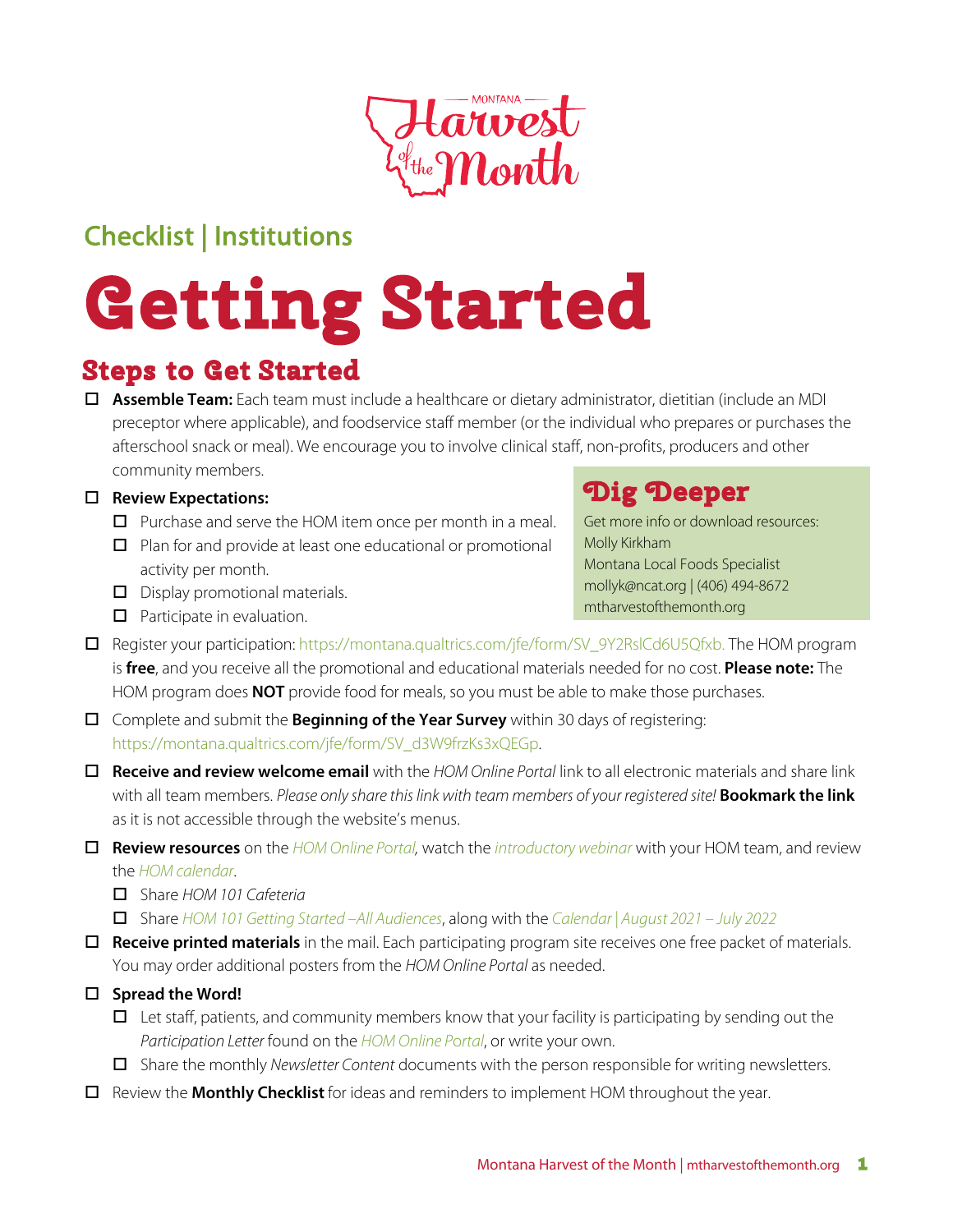Montana Harvest of the Month

## Checklist | Institutions

# Getting Started

## Steps to Get Started

- ☐ **Assemble Team:** Each team must include a healthcare or dietary administrator, dietitian (include an MDI preceptor where applicable), and foodservice staff member (or the individual who prepares or purchases the afterschool snack or meal). We encourage you to involve clinical staff, non-profits, producers and other community members.
- ☐ **Review Expectations:**
  - ☐ Purchase and serve the HOM item once per month in a meal.
  - ☐ Plan for and provide at least one educational or promotional activity per month.
  - ☐ Display promotional materials.
  - ☐ Participate in evaluation.
- ☐ Register your participation: https://montana.qualtrics.com/jfe/form/SV_9Y2RslCd6U5Qfxb. The HOM program is **free**, and you receive all the promotional and educational materials needed for no cost. **Please note:** The HOM program does **NOT** provide food for meals, so you must be able to make those purchases.
- ☐ Complete and submit the **Beginning of the Year Survey** within 30 days of registering: https://montana.qualtrics.com/jfe/form/SV_d3W9frzKs3xQEGp.
- ☐ **Receive and review welcome email** with the *HOM Online Portal* link to all electronic materials and share link with all team members. *Please only share this link with team members of your registered site!* **Bookmark the link** as it is not accessible through the website's menus.
- ☐ **Review resources** on the *HOM Online Portal,* watch the *introductory webinar* with your HOM team, and review the *HOM calendar*.
  - ☐ Share *HOM 101 Cafeteria*
  - ☐ Share *HOM 101 Getting Started –All Audiences*, along with the *Calendar | August 2021 – July 2022*
- ☐ **Receive printed materials** in the mail. Each participating program site receives one free packet of materials. You may order additional posters from the *HOM Online Portal* as needed.
- ☐ **Spread the Word!**
  - ☐ Let staff, patients, and community members know that your facility is participating by sending out the *Participation Letter* found on the *HOM Online Portal*, or write your own.
  - ☐ Share the monthly *Newsletter Content* documents with the person responsible for writing newsletters.
- ☐ Review the **Monthly Checklist** for ideas and reminders to implement HOM throughout the year.

## Dig Deeper

Get more info or download resources:
Molly Kirkham
Montana Local Foods Specialist
mollyk@ncat.org | (406) 494-8672
mtharvestofthemonth.org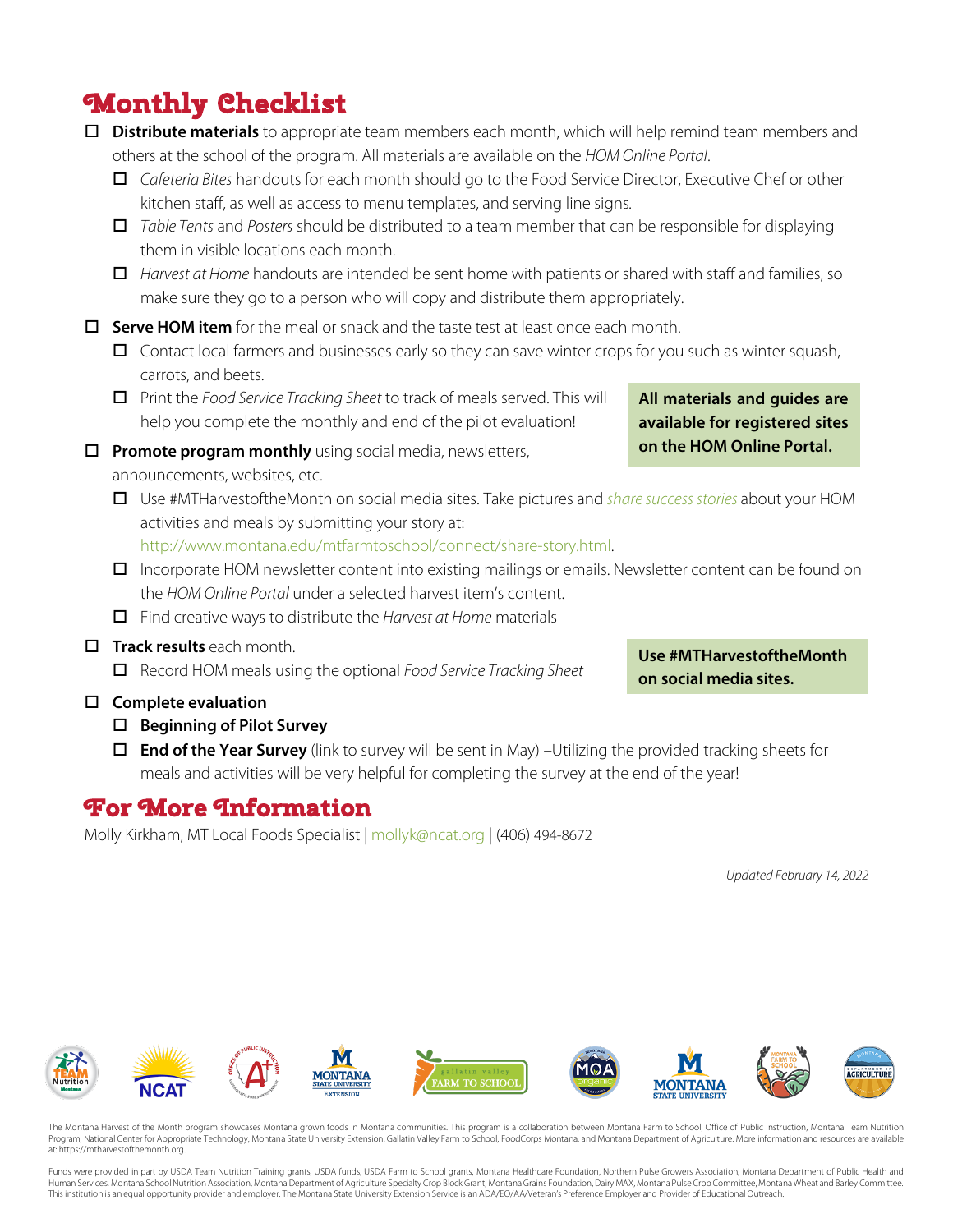## Monthly Checklist

- ☐ **Distribute materials** to appropriate team members each month, which will help remind team members and others at the school of the program. All materials are available on the *HOM Online Portal*.
  - ☐ *Cafeteria Bites* handouts for each month should go to the Food Service Director, Executive Chef or other kitchen staff, as well as access to menu templates, and serving line signs.
  - ☐ *Table Tents* and *Posters* should be distributed to a team member that can be responsible for displaying them in visible locations each month.
  - ☐ *Harvest at Home* handouts are intended be sent home with patients or shared with staff and families, so make sure they go to a person who will copy and distribute them appropriately.
- ☐ **Serve HOM item** for the meal or snack and the taste test at least once each month.
  - ☐ Contact local farmers and businesses early so they can save winter crops for you such as winter squash, carrots, and beets.
  - ☐ Print the *Food Service Tracking Sheet* to track of meals served. This will help you complete the monthly and end of the pilot evaluation!
- ☐ **Promote program monthly** using social media, newsletters, announcements, websites, etc.
  - ☐ Use #MTHarvestoftheMonth on social media sites. Take pictures and *share success stories* about your HOM activities and meals by submitting your story at: http://www.montana.edu/mtfarmtoschool/connect/share-story.html.
  - ☐ Incorporate HOM newsletter content into existing mailings or emails. Newsletter content can be found on the *HOM Online Portal* under a selected harvest item's content.
  - ☐ Find creative ways to distribute the *Harvest at Home* materials
- ☐ **Track results** each month.
  - ☐ Record HOM meals using the optional *Food Service Tracking Sheet*
- ☐ **Complete evaluation**
  - ☐ **Beginning of Pilot Survey**
  - ☐ **End of the Year Survey** (link to survey will be sent in May) –Utilizing the provided tracking sheets for meals and activities will be very helpful for completing the survey at the end of the year!

**All materials and guides are available for registered sites on the HOM Online Portal.**

**Use #MTHarvestoftheMonth on social media sites.**

## For More Information

Molly Kirkham, MT Local Foods Specialist | mollyk@ncat.org | (406) 494-8672

*Updated February 14, 2022*

The Montana Harvest of the Month program showcases Montana grown foods in Montana communities. This program is a collaboration between Montana Farm to School, Office of Public Instruction, Montana Team Nutrition Program, National Center for Appropriate Technology, Montana State University Extension, Gallatin Valley Farm to School, FoodCorps Montana, and Montana Department of Agriculture. More information and resources are available at: https://mtharvestofthemonth.org.

Funds were provided in part by USDA Team Nutrition Training grants, USDA funds, USDA Farm to School grants, Montana Healthcare Foundation, Northern Pulse Growers Association, Montana Department of Public Health and Human Services, Montana School Nutrition Association, Montana Department of Agriculture Specialty Crop Block Grant, Montana Grains Foundation, Dairy MAX, Montana Pulse Crop Committee, Montana Wheat and Barley Committee. This institution is an equal opportunity provider and employer. The Montana State University Extension Service is an ADA/EO/AA/Veteran's Preference Employer and Provider of Educational Outreach.